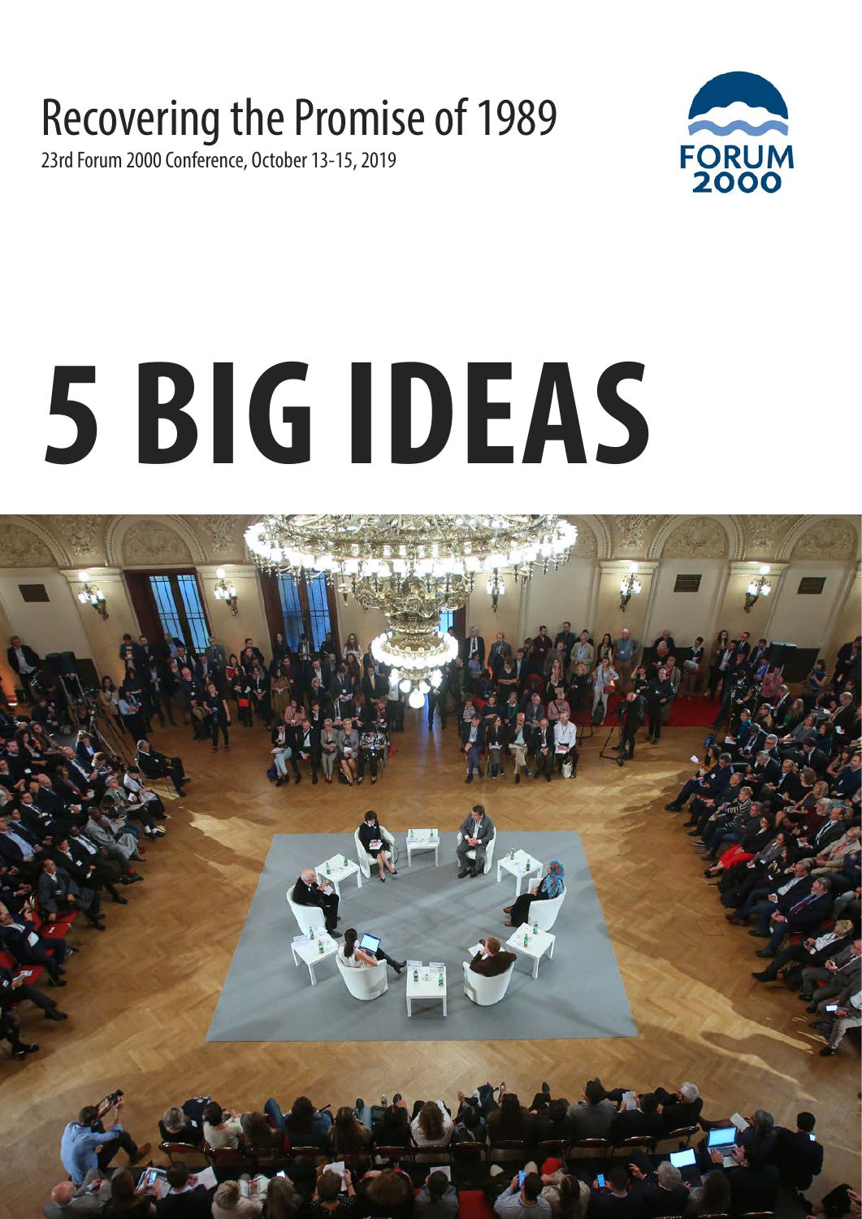# Recovering the Promise of 1989

23rd Forum 2000 Conference, October 13-15, 2019

FORUM 2000

# 5 BIG IDEAS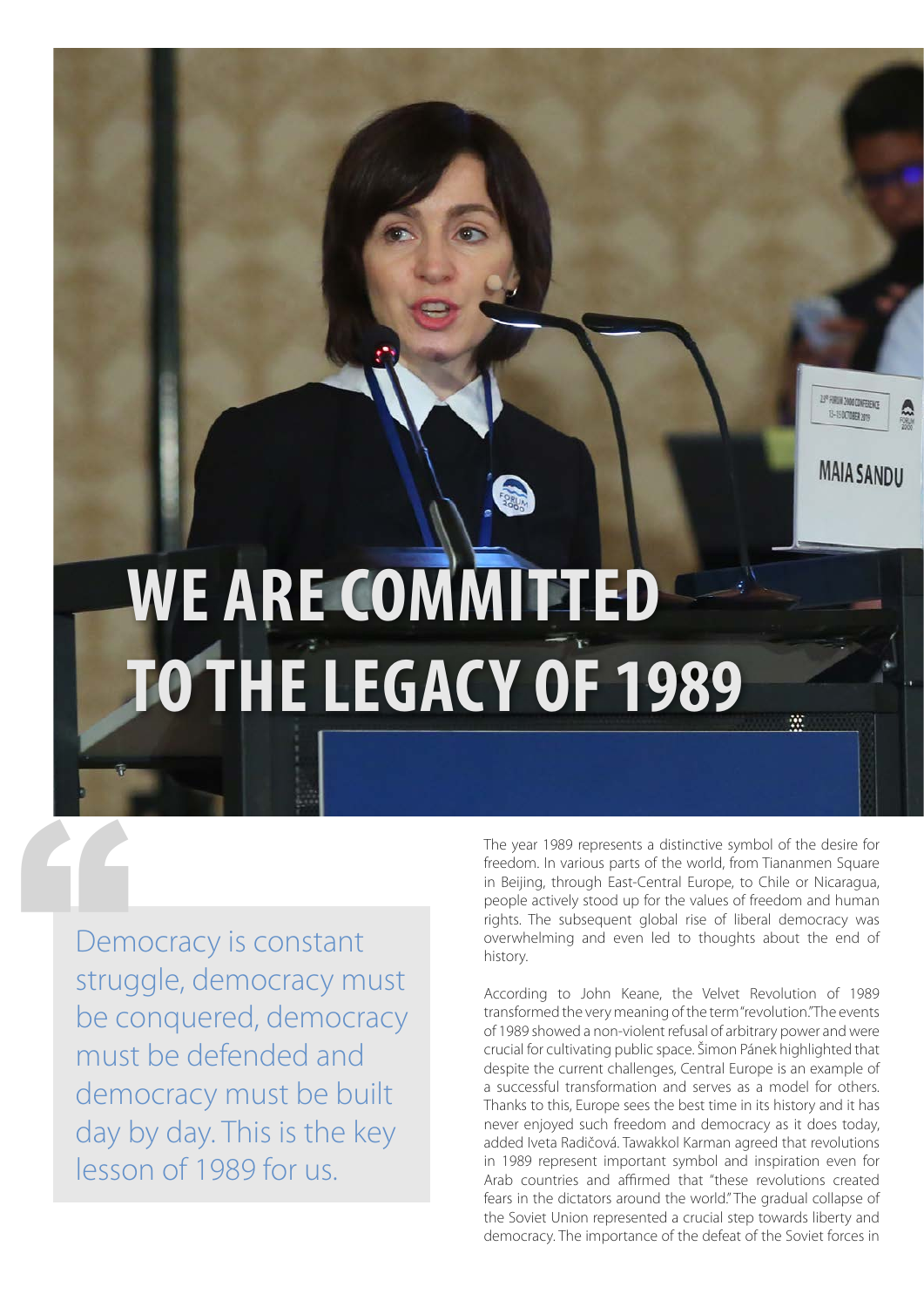# WE ARE COMMITTED TO THE LEGACY OF 1989

> Democracy is constant struggle, democracy must be conquered, democracy must be defended and democracy must be built day by day. This is the key lesson of 1989 for us.

The year 1989 represents a distinctive symbol of the desire for freedom. In various parts of the world, from Tiananmen Square in Beijing, through East-Central Europe, to Chile or Nicaragua, people actively stood up for the values of freedom and human rights. The subsequent global rise of liberal democracy was overwhelming and even led to thoughts about the end of history.

According to John Keane, the Velvet Revolution of 1989 transformed the very meaning of the term "revolution." The events of 1989 showed a non-violent refusal of arbitrary power and were crucial for cultivating public space. Šimon Pánek highlighted that despite the current challenges, Central Europe is an example of a successful transformation and serves as a model for others. Thanks to this, Europe sees the best time in its history and it has never enjoyed such freedom and democracy as it does today, added Iveta Radičová. Tawakkol Karman agreed that revolutions in 1989 represent important symbol and inspiration even for Arab countries and affirmed that "these revolutions created fears in the dictators around the world." The gradual collapse of the Soviet Union represented a crucial step towards liberty and democracy. The importance of the defeat of the Soviet forces in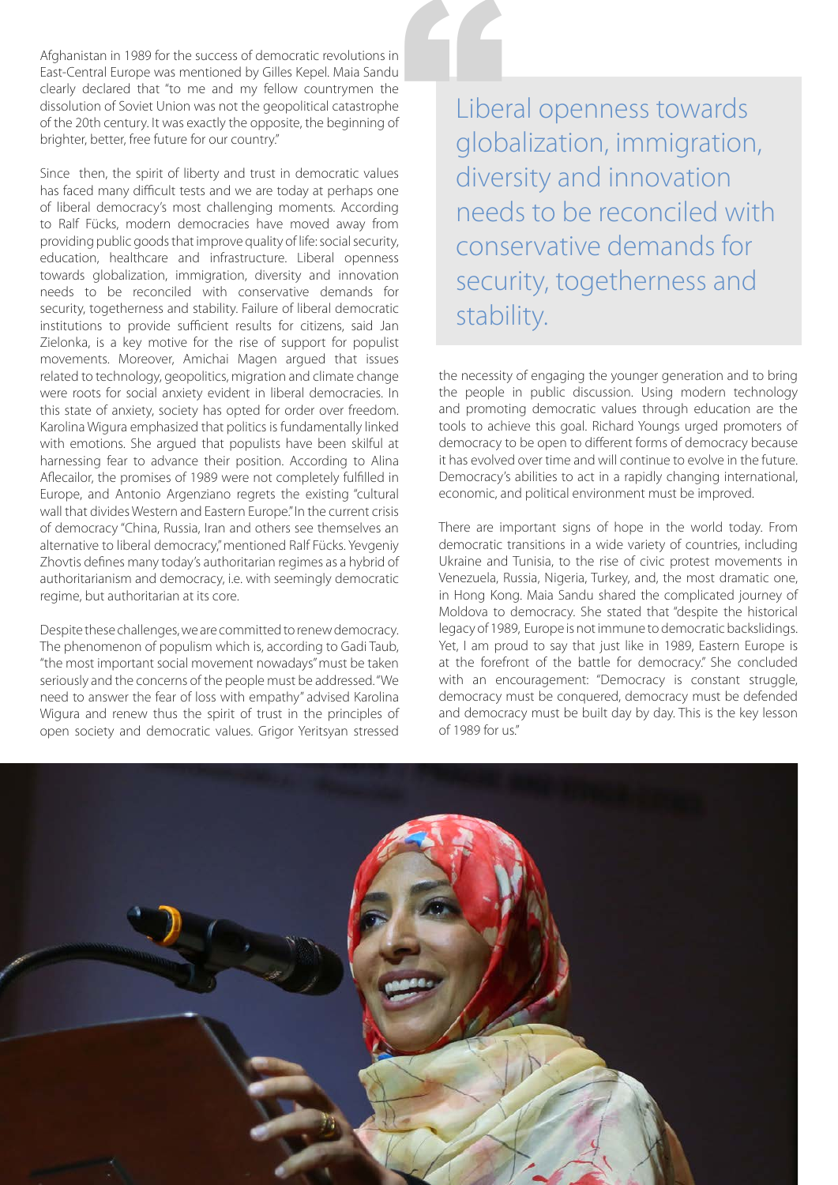Afghanistan in 1989 for the success of democratic revolutions in East-Central Europe was mentioned by Gilles Kepel. Maia Sandu clearly declared that "to me and my fellow countrymen the dissolution of Soviet Union was not the geopolitical catastrophe of the 20th century. It was exactly the opposite, the beginning of brighter, better, free future for our country."

Since then, the spirit of liberty and trust in democratic values has faced many difficult tests and we are today at perhaps one of liberal democracy's most challenging moments. According to Ralf Fücks, modern democracies have moved away from providing public goods that improve quality of life: social security, education, healthcare and infrastructure. Liberal openness towards globalization, immigration, diversity and innovation needs to be reconciled with conservative demands for security, togetherness and stability. Failure of liberal democratic institutions to provide sufficient results for citizens, said Jan Zielonka, is a key motive for the rise of support for populist movements. Moreover, Amichai Magen argued that issues related to technology, geopolitics, migration and climate change were roots for social anxiety evident in liberal democracies. In this state of anxiety, society has opted for order over freedom. Karolina Wigura emphasized that politics is fundamentally linked with emotions. She argued that populists have been skilful at harnessing fear to advance their position. According to Alina Aflecailor, the promises of 1989 were not completely fulfilled in Europe, and Antonio Argenziano regrets the existing "cultural wall that divides Western and Eastern Europe." In the current crisis of democracy "China, Russia, Iran and others see themselves an alternative to liberal democracy," mentioned Ralf Fücks. Yevgeniy Zhovtis defines many today's authoritarian regimes as a hybrid of authoritarianism and democracy, i.e. with seemingly democratic regime, but authoritarian at its core.

Despite these challenges, we are committed to renew democracy. The phenomenon of populism which is, according to Gadi Taub, "the most important social movement nowadays" must be taken seriously and the concerns of the people must be addressed. "We need to answer the fear of loss with empathy" advised Karolina Wigura and renew thus the spirit of trust in the principles of open society and democratic values. Grigor Yeritsyan stressed the necessity of engaging the younger generation and to bring the people in public discussion. Using modern technology and promoting democratic values through education are the tools to achieve this goal. Richard Youngs urged promoters of democracy to be open to different forms of democracy because it has evolved over time and will continue to evolve in the future. Democracy's abilities to act in a rapidly changing international, economic, and political environment must be improved.

> Liberal openness towards globalization, immigration, diversity and innovation needs to be reconciled with conservative demands for security, togetherness and stability.

There are important signs of hope in the world today. From democratic transitions in a wide variety of countries, including Ukraine and Tunisia, to the rise of civic protest movements in Venezuela, Russia, Nigeria, Turkey, and, the most dramatic one, in Hong Kong. Maia Sandu shared the complicated journey of Moldova to democracy. She stated that "despite the historical legacy of 1989, Europe is not immune to democratic backslidings. Yet, I am proud to say that just like in 1989, Eastern Europe is at the forefront of the battle for democracy." She concluded with an encouragement: "Democracy is constant struggle, democracy must be conquered, democracy must be defended and democracy must be built day by day. This is the key lesson of 1989 for us."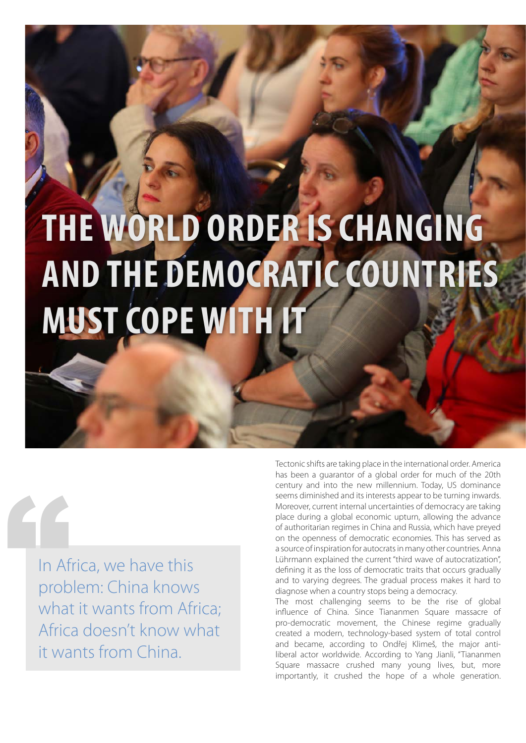# THE WORLD ORDER IS CHANGING AND THE DEMOCRATIC COUNTRIES MUST COPE WITH IT

> In Africa, we have this problem: China knows what it wants from Africa; Africa doesn't know what it wants from China.

Tectonic shifts are taking place in the international order. America has been a guarantor of a global order for much of the 20th century and into the new millennium. Today, US dominance seems diminished and its interests appear to be turning inwards. Moreover, current internal uncertainties of democracy are taking place during a global economic upturn, allowing the advance of authoritarian regimes in China and Russia, which have preyed on the openness of democratic economies. This has served as a source of inspiration for autocrats in many other countries. Anna Lührmann explained the current "third wave of autocratization", defining it as the loss of democratic traits that occurs gradually and to varying degrees. The gradual process makes it hard to diagnose when a country stops being a democracy.

The most challenging seems to be the rise of global influence of China. Since Tiananmen Square massacre of pro-democratic movement, the Chinese regime gradually created a modern, technology-based system of total control and became, according to Ondřej Klimeš, the major anti-liberal actor worldwide. According to Yang Jianli, "Tiananmen Square massacre crushed many young lives, but, more importantly, it crushed the hope of a whole generation.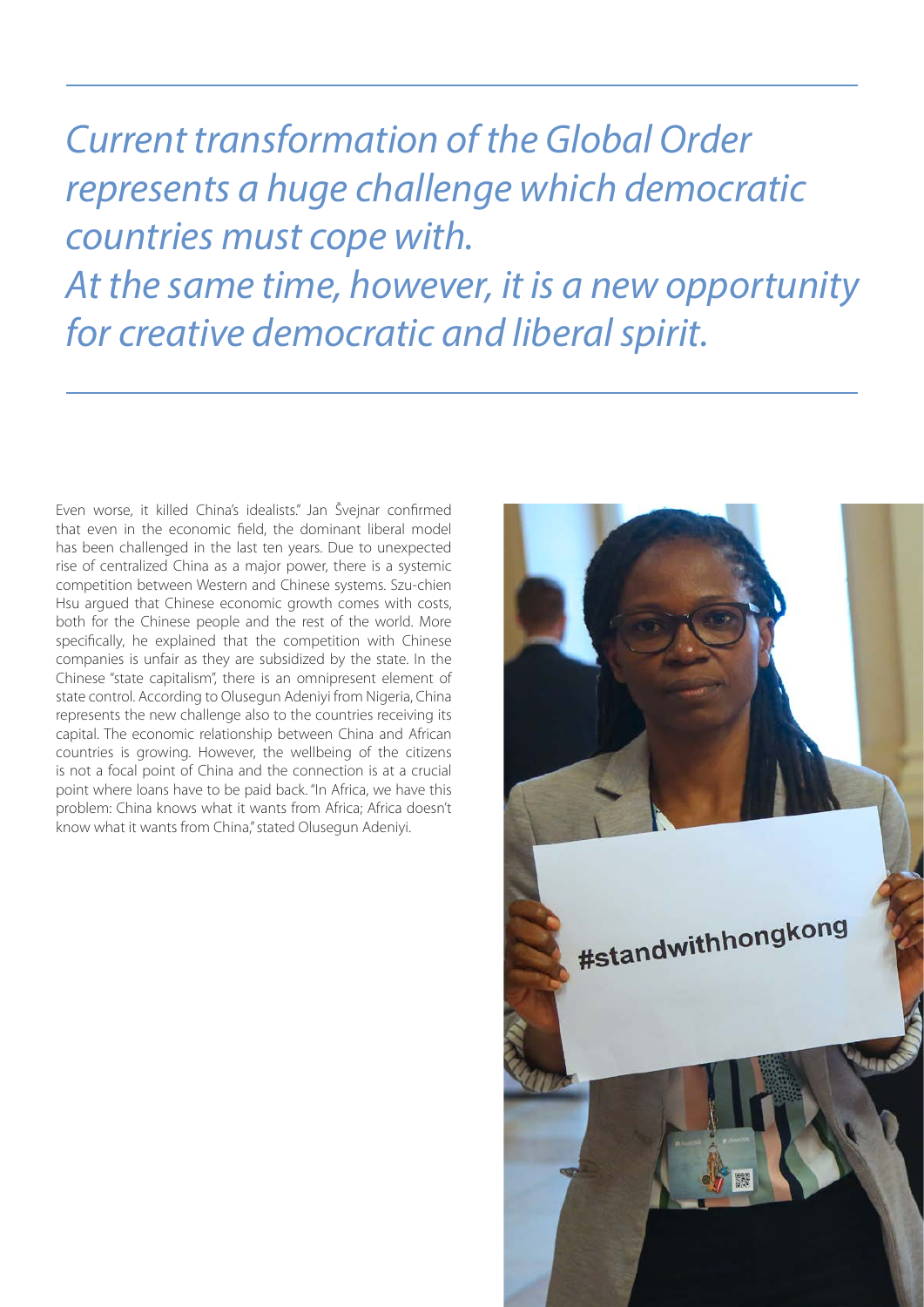*Current transformation of the Global Order represents a huge challenge which democratic countries must cope with.*
*At the same time, however, it is a new opportunity for creative democratic and liberal spirit.*

Even worse, it killed China's idealists." Jan Švejnar confirmed that even in the economic field, the dominant liberal model has been challenged in the last ten years. Due to unexpected rise of centralized China as a major power, there is a systemic competition between Western and Chinese systems. Szu-chien Hsu argued that Chinese economic growth comes with costs, both for the Chinese people and the rest of the world. More specifically, he explained that the competition with Chinese companies is unfair as they are subsidized by the state. In the Chinese "state capitalism", there is an omnipresent element of state control. According to Olusegun Adeniyi from Nigeria, China represents the new challenge also to the countries receiving its capital. The economic relationship between China and African countries is growing. However, the wellbeing of the citizens is not a focal point of China and the connection is at a crucial point where loans have to be paid back. "In Africa, we have this problem: China knows what it wants from Africa; Africa doesn't know what it wants from China," stated Olusegun Adeniyi.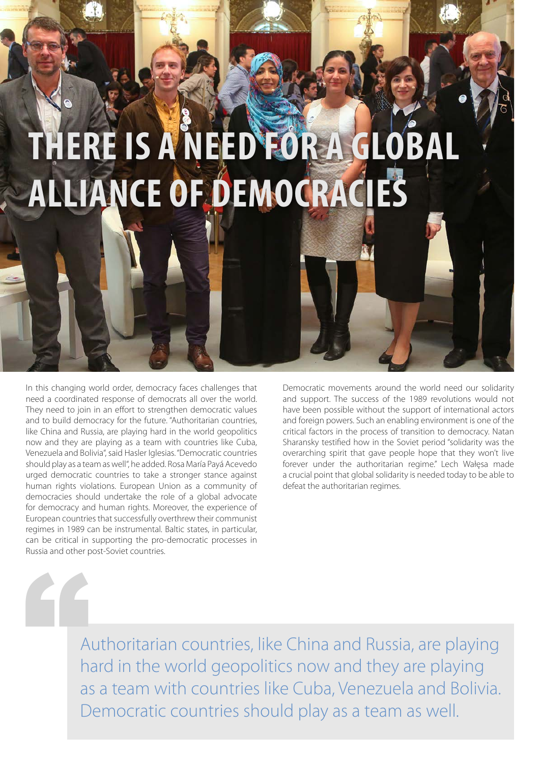# THERE IS A NEED FOR A GLOBAL ALLIANCE OF DEMOCRACIES

In this changing world order, democracy faces challenges that need a coordinated response of democrats all over the world. They need to join in an effort to strengthen democratic values and to build democracy for the future. "Authoritarian countries, like China and Russia, are playing hard in the world geopolitics now and they are playing as a team with countries like Cuba, Venezuela and Bolivia", said Hasler Iglesias. "Democratic countries should play as a team as well", he added. Rosa María Payá Acevedo urged democratic countries to take a stronger stance against human rights violations. European Union as a community of democracies should undertake the role of a global advocate for democracy and human rights. Moreover, the experience of European countries that successfully overthrew their communist regimes in 1989 can be instrumental. Baltic states, in particular, can be critical in supporting the pro-democratic processes in Russia and other post-Soviet countries.

Democratic movements around the world need our solidarity and support. The success of the 1989 revolutions would not have been possible without the support of international actors and foreign powers. Such an enabling environment is one of the critical factors in the process of transition to democracy. Natan Sharansky testified how in the Soviet period "solidarity was the overarching spirit that gave people hope that they won't live forever under the authoritarian regime." Lech Wałęsa made a crucial point that global solidarity is needed today to be able to defeat the authoritarian regimes.

> Authoritarian countries, like China and Russia, are playing hard in the world geopolitics now and they are playing as a team with countries like Cuba, Venezuela and Bolivia. Democratic countries should play as a team as well.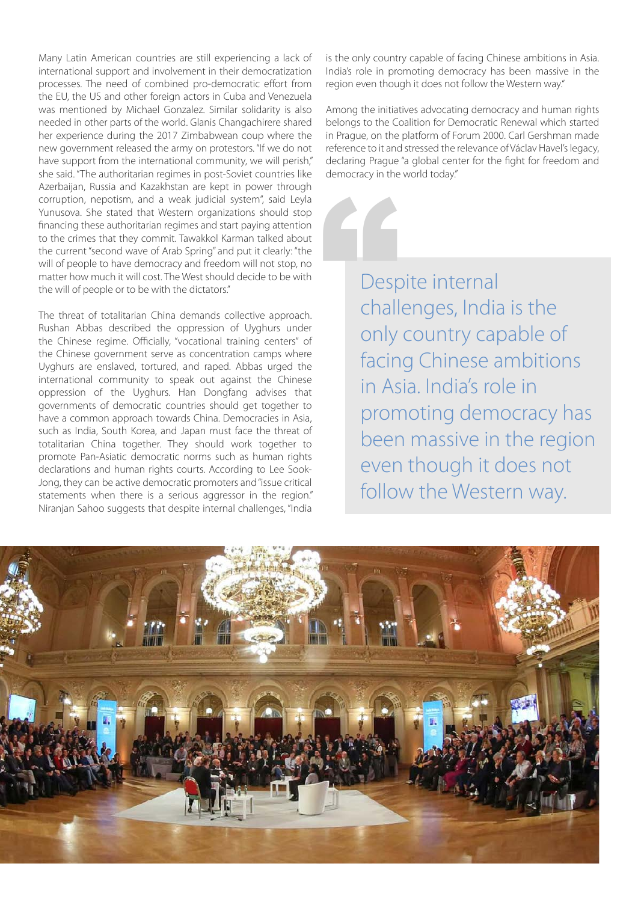Many Latin American countries are still experiencing a lack of international support and involvement in their democratization processes. The need of combined pro-democratic effort from the EU, the US and other foreign actors in Cuba and Venezuela was mentioned by Michael Gonzalez. Similar solidarity is also needed in other parts of the world. Glanis Changachirere shared her experience during the 2017 Zimbabwean coup where the new government released the army on protestors. "If we do not have support from the international community, we will perish," she said. "The authoritarian regimes in post-Soviet countries like Azerbaijan, Russia and Kazakhstan are kept in power through corruption, nepotism, and a weak judicial system", said Leyla Yunusova. She stated that Western organizations should stop financing these authoritarian regimes and start paying attention to the crimes that they commit. Tawakkol Karman talked about the current "second wave of Arab Spring" and put it clearly: "the will of people to have democracy and freedom will not stop, no matter how much it will cost. The West should decide to be with the will of people or to be with the dictators."

The threat of totalitarian China demands collective approach. Rushan Abbas described the oppression of Uyghurs under the Chinese regime. Officially, "vocational training centers" of the Chinese government serve as concentration camps where Uyghurs are enslaved, tortured, and raped. Abbas urged the international community to speak out against the Chinese oppression of the Uyghurs. Han Dongfang advises that governments of democratic countries should get together to have a common approach towards China. Democracies in Asia, such as India, South Korea, and Japan must face the threat of totalitarian China together. They should work together to promote Pan-Asiatic democratic norms such as human rights declarations and human rights courts. According to Lee Sook-Jong, they can be active democratic promoters and "issue critical statements when there is a serious aggressor in the region." Niranjan Sahoo suggests that despite internal challenges, "India is the only country capable of facing Chinese ambitions in Asia. India's role in promoting democracy has been massive in the region even though it does not follow the Western way."

Among the initiatives advocating democracy and human rights belongs to the Coalition for Democratic Renewal which started in Prague, on the platform of Forum 2000. Carl Gershman made reference to it and stressed the relevance of Václav Havel's legacy, declaring Prague "a global center for the fight for freedom and democracy in the world today."

> Despite internal challenges, India is the only country capable of facing Chinese ambitions in Asia. India's role in promoting democracy has been massive in the region even though it does not follow the Western way.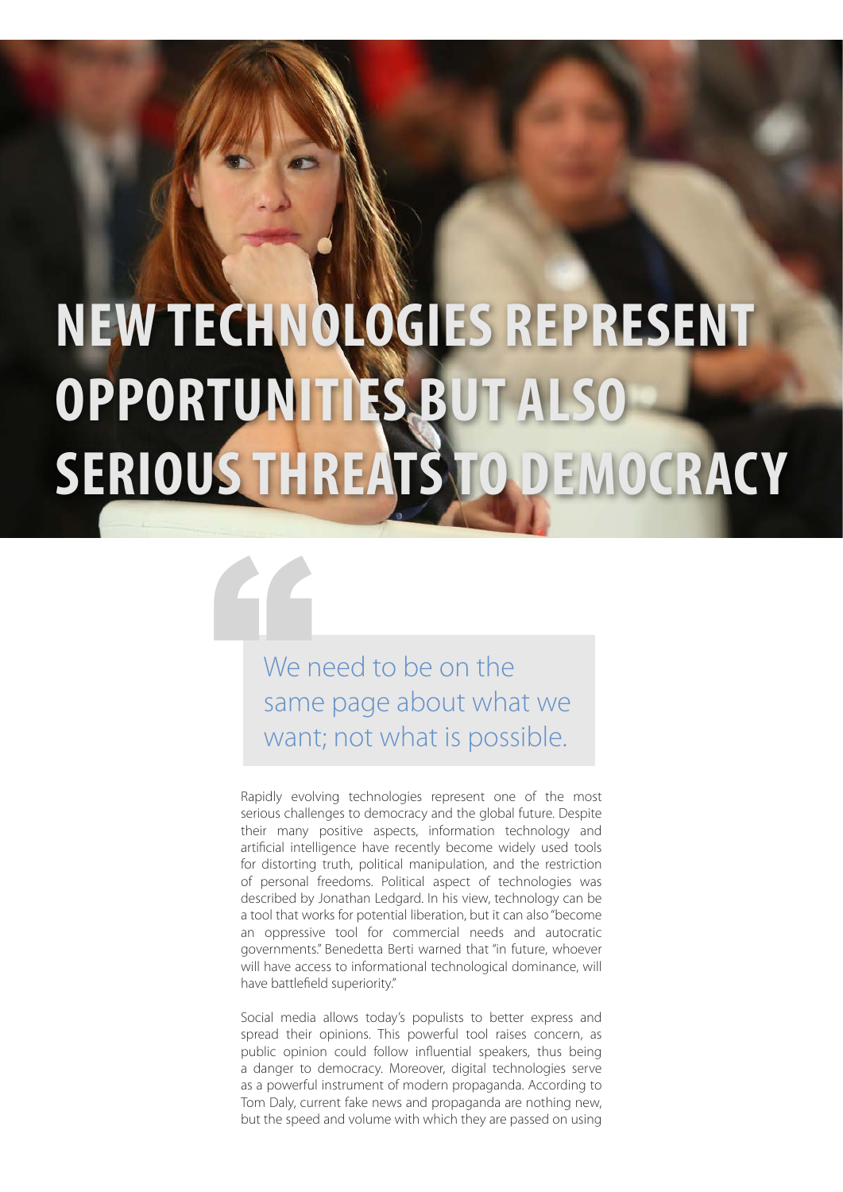# NEW TECHNOLOGIES REPRESENT OPPORTUNITIES BUT ALSO SERIOUS THREATS TO DEMOCRACY

> We need to be on the same page about what we want; not what is possible.

Rapidly evolving technologies represent one of the most serious challenges to democracy and the global future. Despite their many positive aspects, information technology and artificial intelligence have recently become widely used tools for distorting truth, political manipulation, and the restriction of personal freedoms. Political aspect of technologies was described by Jonathan Ledgard. In his view, technology can be a tool that works for potential liberation, but it can also "become an oppressive tool for commercial needs and autocratic governments." Benedetta Berti warned that "in future, whoever will have access to informational technological dominance, will have battlefield superiority."

Social media allows today's populists to better express and spread their opinions. This powerful tool raises concern, as public opinion could follow influential speakers, thus being a danger to democracy. Moreover, digital technologies serve as a powerful instrument of modern propaganda. According to Tom Daly, current fake news and propaganda are nothing new, but the speed and volume with which they are passed on using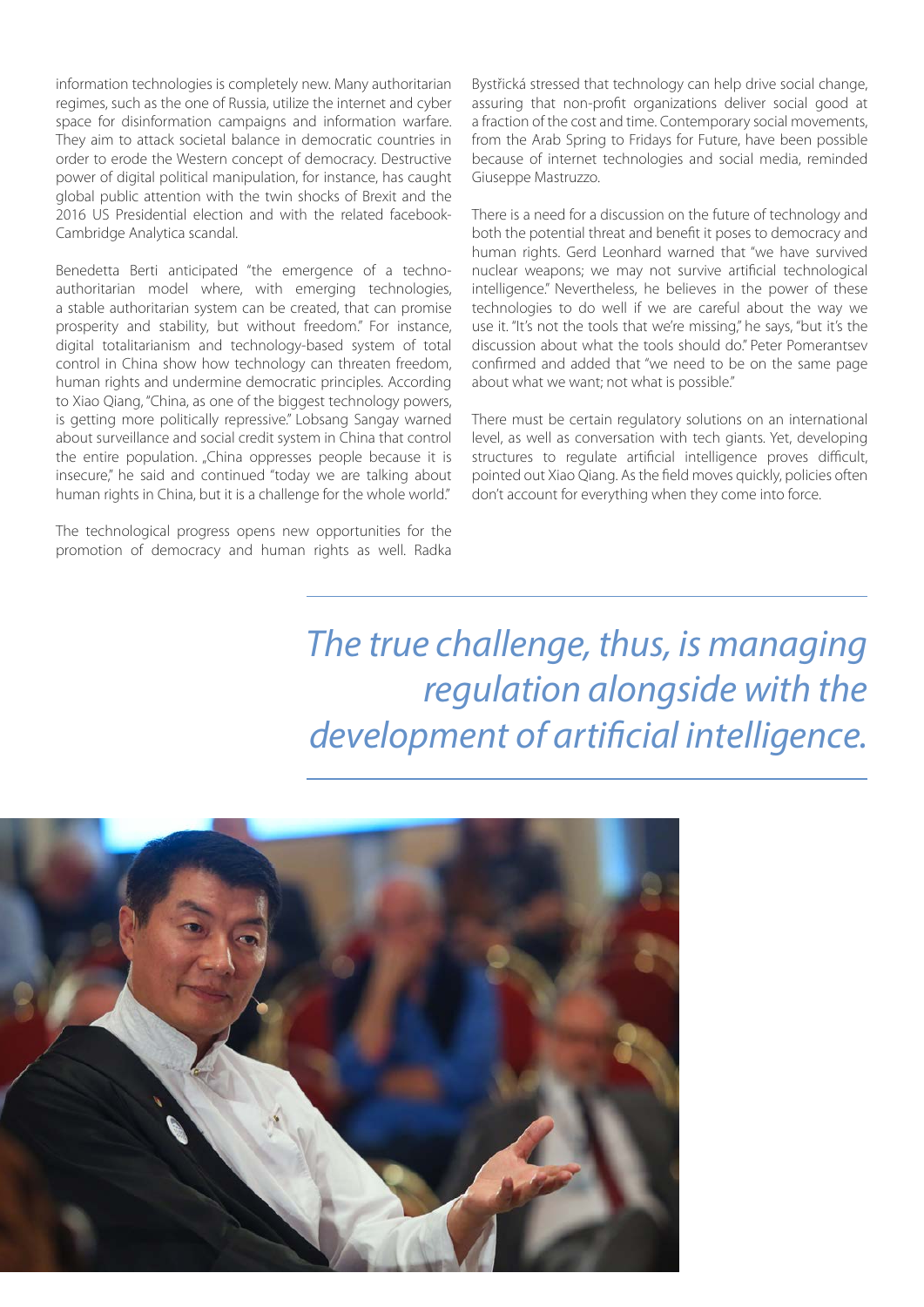information technologies is completely new. Many authoritarian regimes, such as the one of Russia, utilize the internet and cyber space for disinformation campaigns and information warfare. They aim to attack societal balance in democratic countries in order to erode the Western concept of democracy. Destructive power of digital political manipulation, for instance, has caught global public attention with the twin shocks of Brexit and the 2016 US Presidential election and with the related facebook-Cambridge Analytica scandal.

Benedetta Berti anticipated "the emergence of a techno-authoritarian model where, with emerging technologies, a stable authoritarian system can be created, that can promise prosperity and stability, but without freedom." For instance, digital totalitarianism and technology-based system of total control in China show how technology can threaten freedom, human rights and undermine democratic principles. According to Xiao Qiang, "China, as one of the biggest technology powers, is getting more politically repressive." Lobsang Sangay warned about surveillance and social credit system in China that control the entire population. „China oppresses people because it is insecure," he said and continued "today we are talking about human rights in China, but it is a challenge for the whole world."

The technological progress opens new opportunities for the promotion of democracy and human rights as well. Radka Bystřická stressed that technology can help drive social change, assuring that non-profit organizations deliver social good at a fraction of the cost and time. Contemporary social movements, from the Arab Spring to Fridays for Future, have been possible because of internet technologies and social media, reminded Giuseppe Mastruzzo.

There is a need for a discussion on the future of technology and both the potential threat and benefit it poses to democracy and human rights. Gerd Leonhard warned that "we have survived nuclear weapons; we may not survive artificial technological intelligence." Nevertheless, he believes in the power of these technologies to do well if we are careful about the way we use it. "It's not the tools that we're missing," he says, "but it's the discussion about what the tools should do." Peter Pomerantsev confirmed and added that "we need to be on the same page about what we want; not what is possible."

There must be certain regulatory solutions on an international level, as well as conversation with tech giants. Yet, developing structures to regulate artificial intelligence proves difficult, pointed out Xiao Qiang. As the field moves quickly, policies often don't account for everything when they come into force.

*The true challenge, thus, is managing regulation alongside with the development of artificial intelligence.*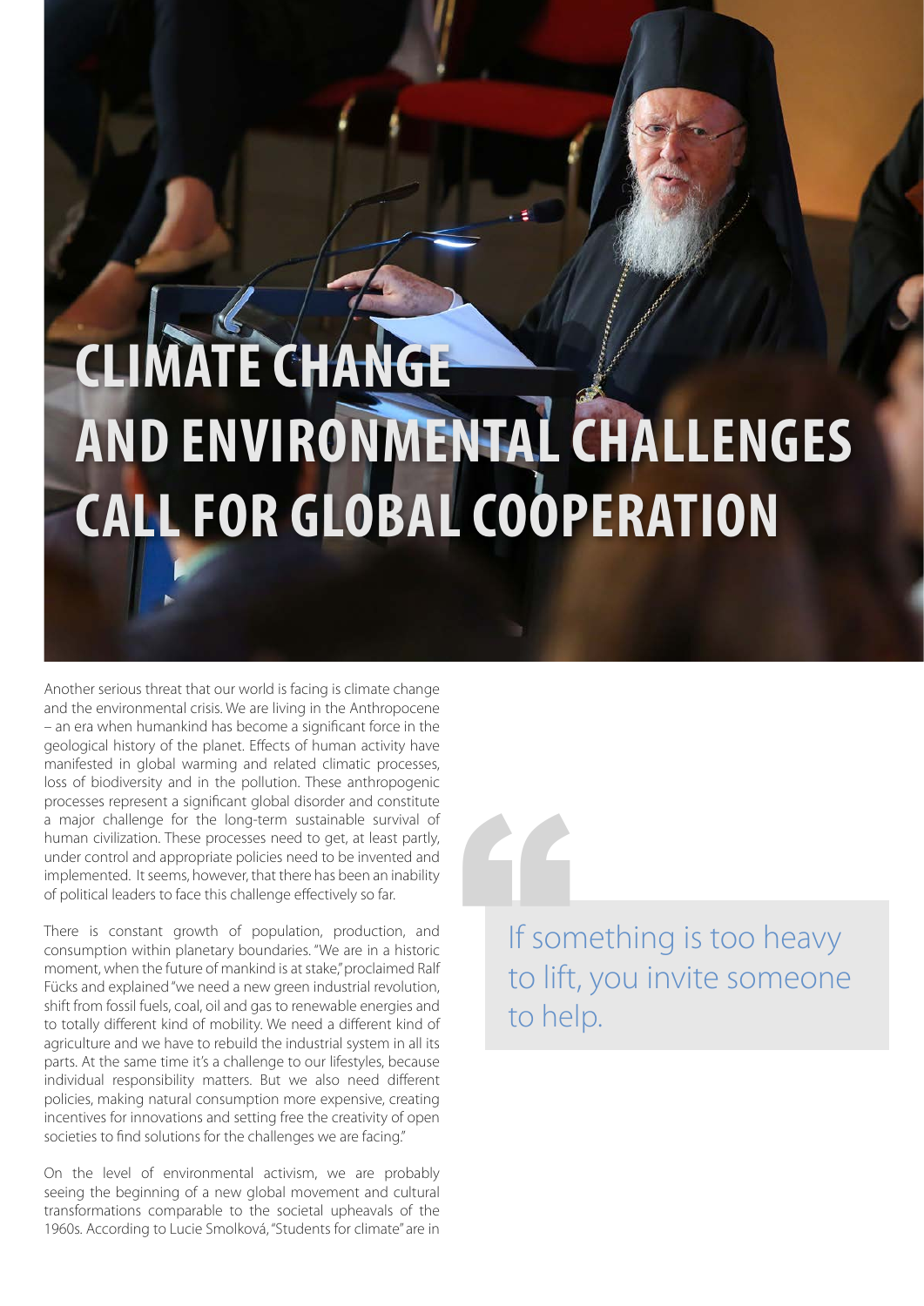# CLIMATE CHANGE AND ENVIRONMENTAL CHALLENGES CALL FOR GLOBAL COOPERATION

Another serious threat that our world is facing is climate change and the environmental crisis. We are living in the Anthropocene – an era when humankind has become a significant force in the geological history of the planet. Effects of human activity have manifested in global warming and related climatic processes, loss of biodiversity and in the pollution. These anthropogenic processes represent a significant global disorder and constitute a major challenge for the long-term sustainable survival of human civilization. These processes need to get, at least partly, under control and appropriate policies need to be invented and implemented. It seems, however, that there has been an inability of political leaders to face this challenge effectively so far.

There is constant growth of population, production, and consumption within planetary boundaries. "We are in a historic moment, when the future of mankind is at stake," proclaimed Ralf Fücks and explained "we need a new green industrial revolution, shift from fossil fuels, coal, oil and gas to renewable energies and to totally different kind of mobility. We need a different kind of agriculture and we have to rebuild the industrial system in all its parts. At the same time it's a challenge to our lifestyles, because individual responsibility matters. But we also need different policies, making natural consumption more expensive, creating incentives for innovations and setting free the creativity of open societies to find solutions for the challenges we are facing."

> If something is too heavy to lift, you invite someone to help.

On the level of environmental activism, we are probably seeing the beginning of a new global movement and cultural transformations comparable to the societal upheavals of the 1960s. According to Lucie Smolková, "Students for climate" are in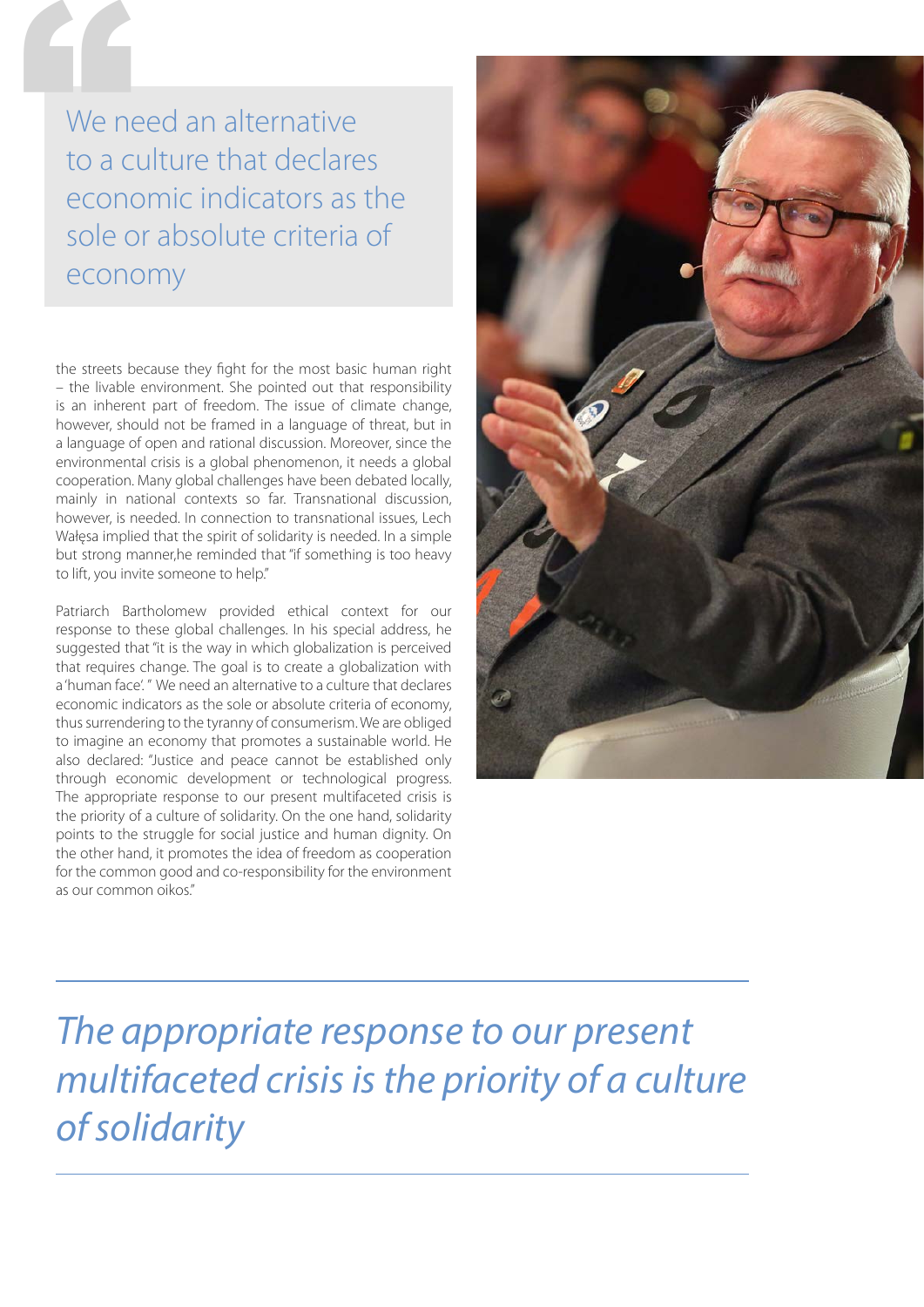> We need an alternative to a culture that declares economic indicators as the sole or absolute criteria of economy

the streets because they fight for the most basic human right – the livable environment. She pointed out that responsibility is an inherent part of freedom. The issue of climate change, however, should not be framed in a language of threat, but in a language of open and rational discussion. Moreover, since the environmental crisis is a global phenomenon, it needs a global cooperation. Many global challenges have been debated locally, mainly in national contexts so far. Transnational discussion, however, is needed. In connection to transnational issues, Lech Wałęsa implied that the spirit of solidarity is needed. In a simple but strong manner,he reminded that "if something is too heavy to lift, you invite someone to help."

Patriarch Bartholomew provided ethical context for our response to these global challenges. In his special address, he suggested that "it is the way in which globalization is perceived that requires change. The goal is to create a globalization with a 'human face'. " We need an alternative to a culture that declares economic indicators as the sole or absolute criteria of economy, thus surrendering to the tyranny of consumerism. We are obliged to imagine an economy that promotes a sustainable world. He also declared: "Justice and peace cannot be established only through economic development or technological progress. The appropriate response to our present multifaceted crisis is the priority of a culture of solidarity. On the one hand, solidarity points to the struggle for social justice and human dignity. On the other hand, it promotes the idea of freedom as cooperation for the common good and co-responsibility for the environment as our common oikos."

---

*The appropriate response to our present multifaceted crisis is the priority of a culture of solidarity*

---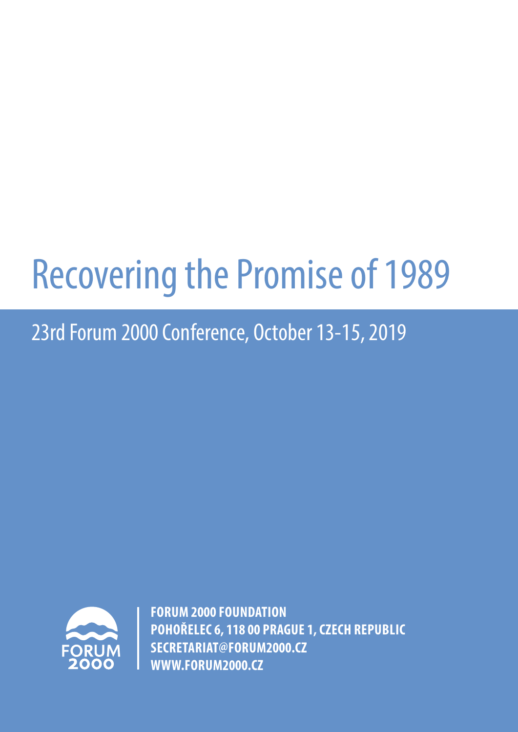# Recovering the Promise of 1989

## 23rd Forum 2000 Conference, October 13-15, 2019

FORUM 2000

**FORUM 2000 FOUNDATION**
**POHOŘELEC 6, 118 00 PRAGUE 1, CZECH REPUBLIC**
**SECRETARIAT@FORUM2000.CZ**
**WWW.FORUM2000.CZ**